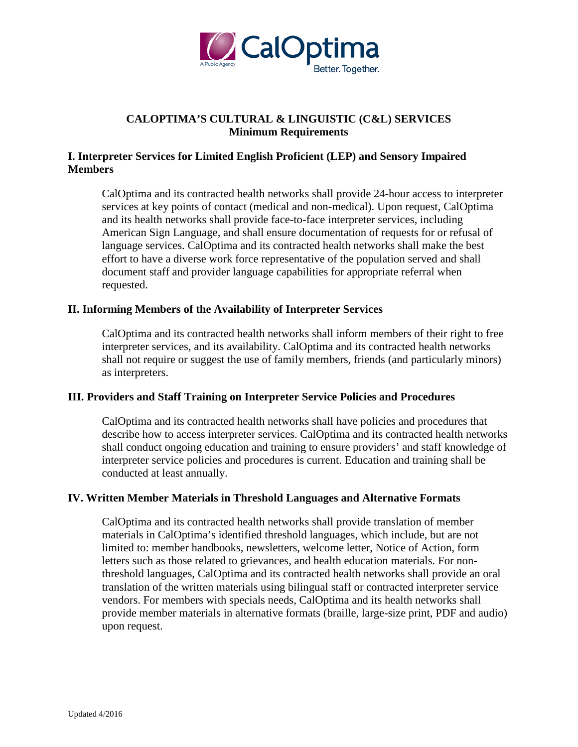# CALOPTIMA'S CULTURAL & LINGUISTIC (C&L) SERVICES
## Minimum Requirements

### I. Interpreter Services for Limited English Proficient (LEP) and Sensory Impaired Members

CalOptima and its contracted health networks shall provide 24-hour access to interpreter services at key points of contact (medical and non-medical). Upon request, CalOptima and its health networks shall provide face-to-face interpreter services, including American Sign Language, and shall ensure documentation of requests for or refusal of language services. CalOptima and its contracted health networks shall make the best effort to have a diverse work force representative of the population served and shall document staff and provider language capabilities for appropriate referral when requested.

### II. Informing Members of the Availability of Interpreter Services

CalOptima and its contracted health networks shall inform members of their right to free interpreter services, and its availability. CalOptima and its contracted health networks shall not require or suggest the use of family members, friends (and particularly minors) as interpreters.

### III. Providers and Staff Training on Interpreter Service Policies and Procedures

CalOptima and its contracted health networks shall have policies and procedures that describe how to access interpreter services. CalOptima and its contracted health networks shall conduct ongoing education and training to ensure providers' and staff knowledge of interpreter service policies and procedures is current. Education and training shall be conducted at least annually.

### IV. Written Member Materials in Threshold Languages and Alternative Formats

CalOptima and its contracted health networks shall provide translation of member materials in CalOptima's identified threshold languages, which include, but are not limited to: member handbooks, newsletters, welcome letter, Notice of Action, form letters such as those related to grievances, and health education materials. For non-threshold languages, CalOptima and its contracted health networks shall provide an oral translation of the written materials using bilingual staff or contracted interpreter service vendors. For members with specials needs, CalOptima and its health networks shall provide member materials in alternative formats (braille, large-size print, PDF and audio) upon request.

Updated 4/2016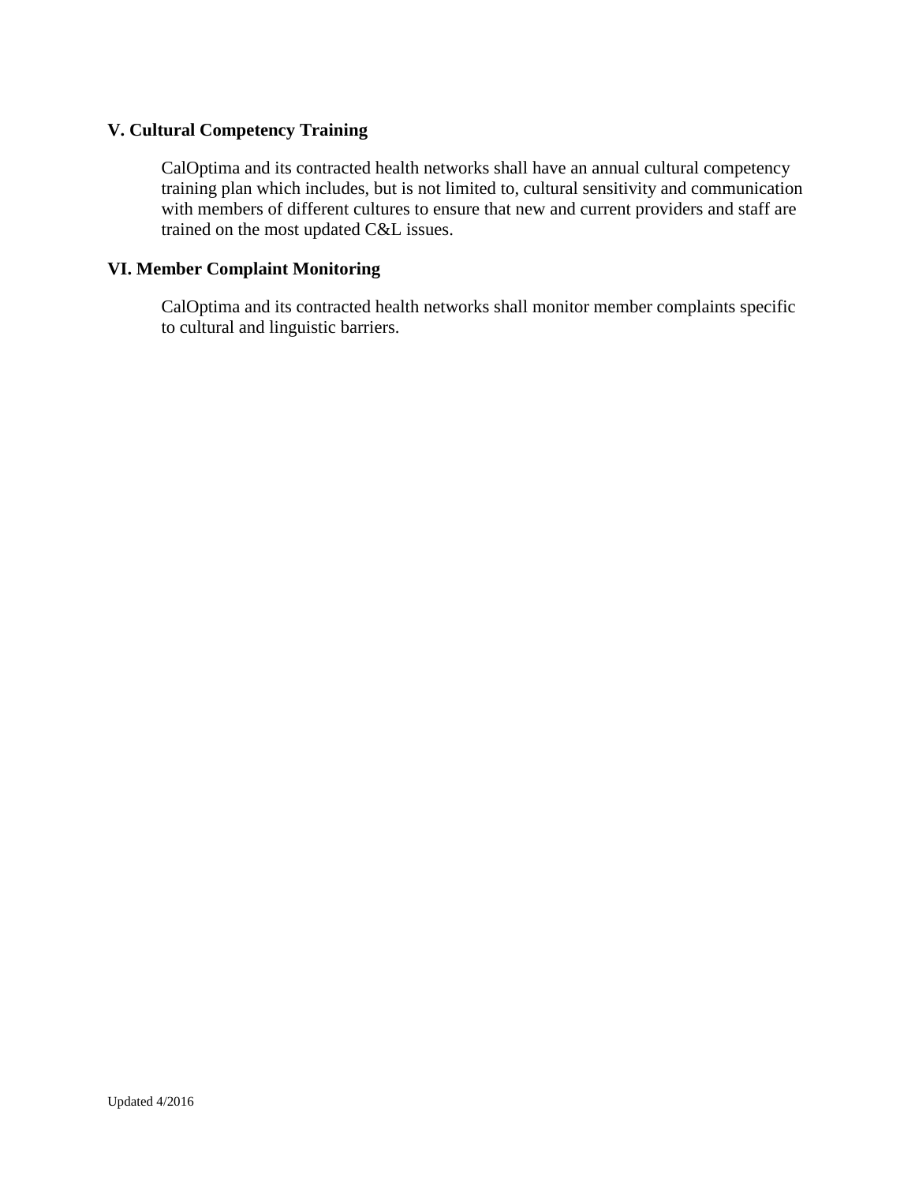### V. Cultural Competency Training

CalOptima and its contracted health networks shall have an annual cultural competency training plan which includes, but is not limited to, cultural sensitivity and communication with members of different cultures to ensure that new and current providers and staff are trained on the most updated C&L issues.

### VI. Member Complaint Monitoring

CalOptima and its contracted health networks shall monitor member complaints specific to cultural and linguistic barriers.

Updated 4/2016